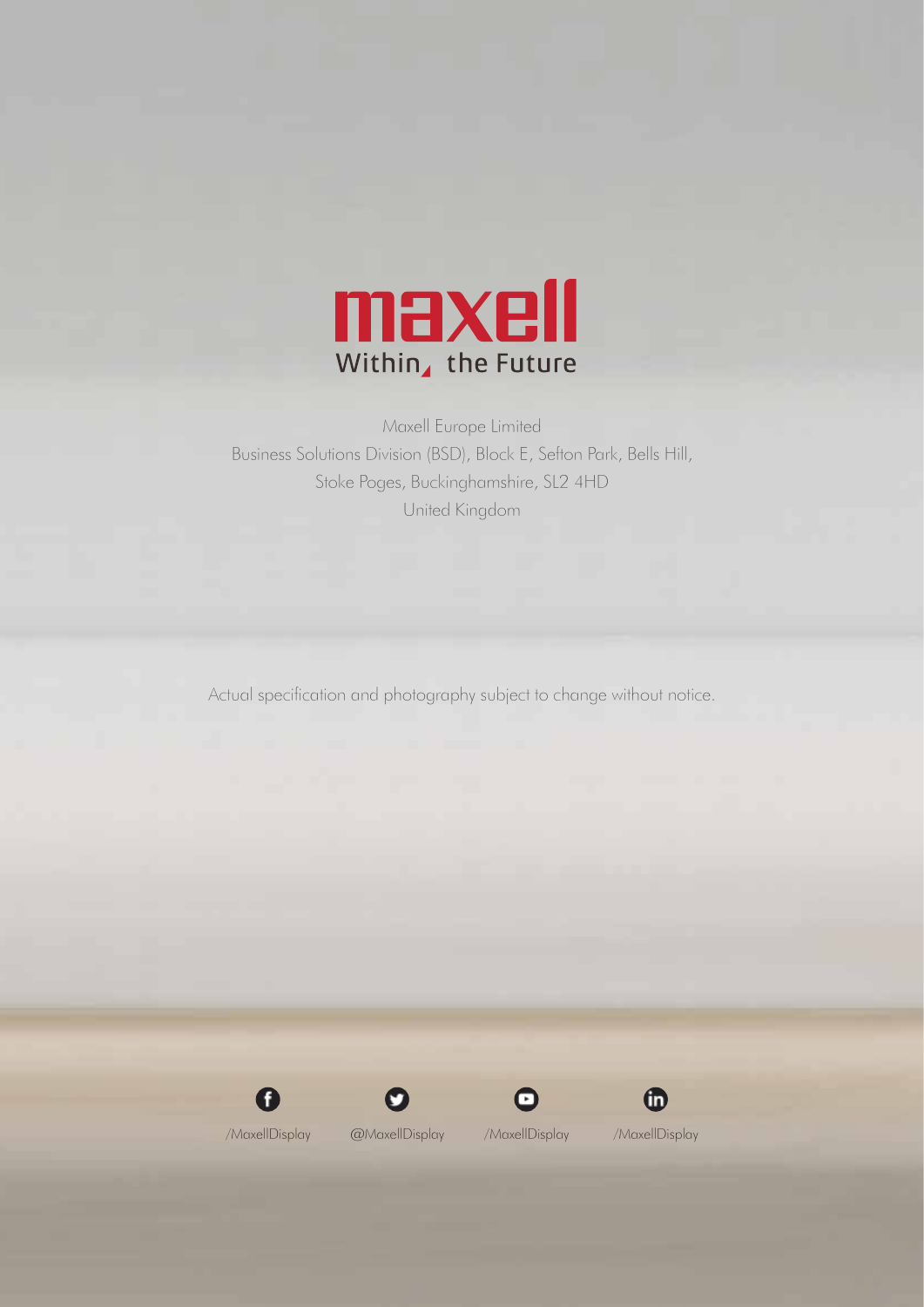maxell

Within the Future

Maxell Europe Limited
Business Solutions Division (BSD), Block E, Sefton Park, Bells Hill,
Stoke Poges, Buckinghamshire, SL2 4HD
United Kingdom

Actual specification and photography subject to change without notice.

/MaxellDisplay @MaxellDisplay /MaxellDisplay /MaxellDisplay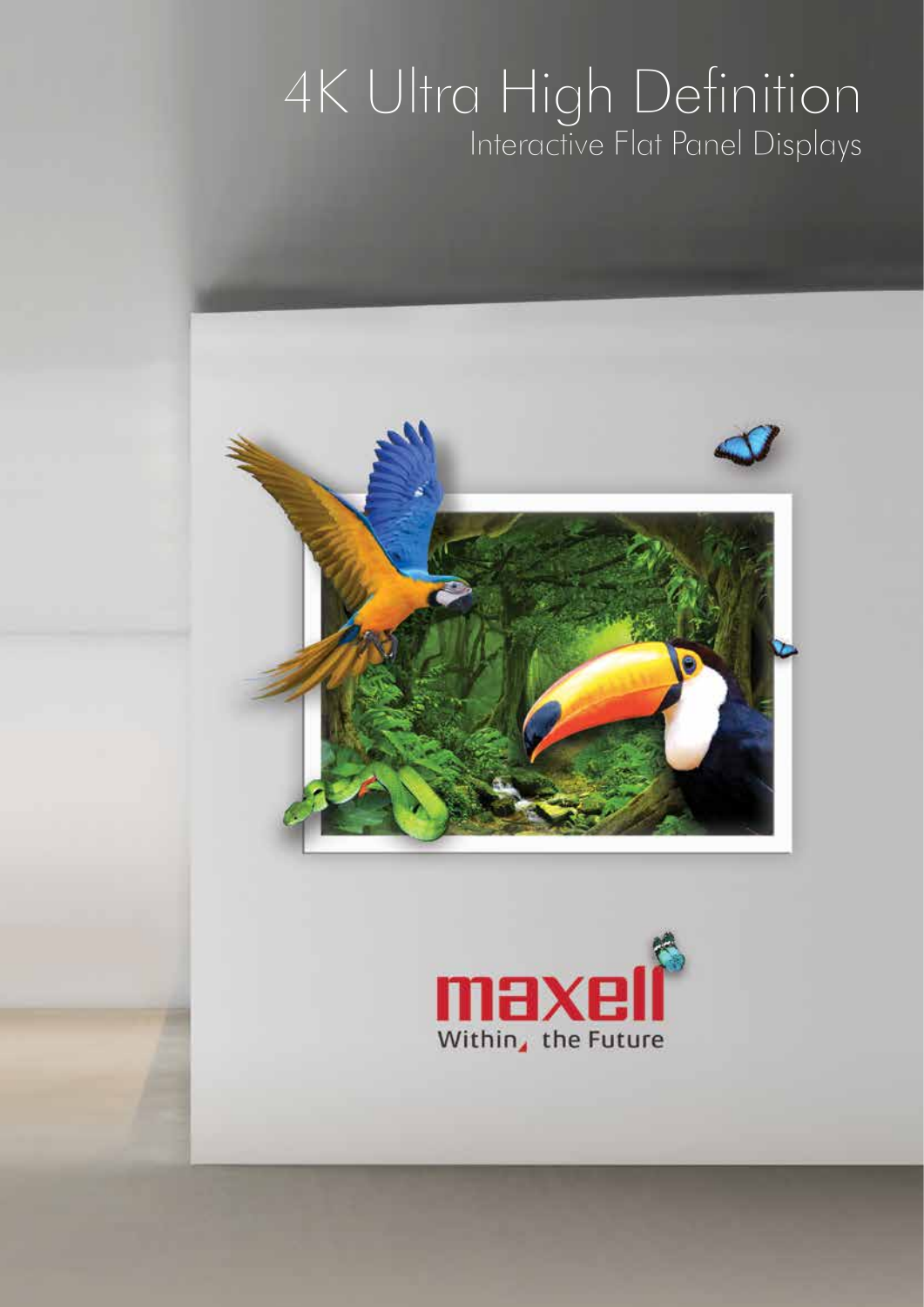# 4K Ultra High Definition

## Interactive Flat Panel Displays

maxell

Within the Future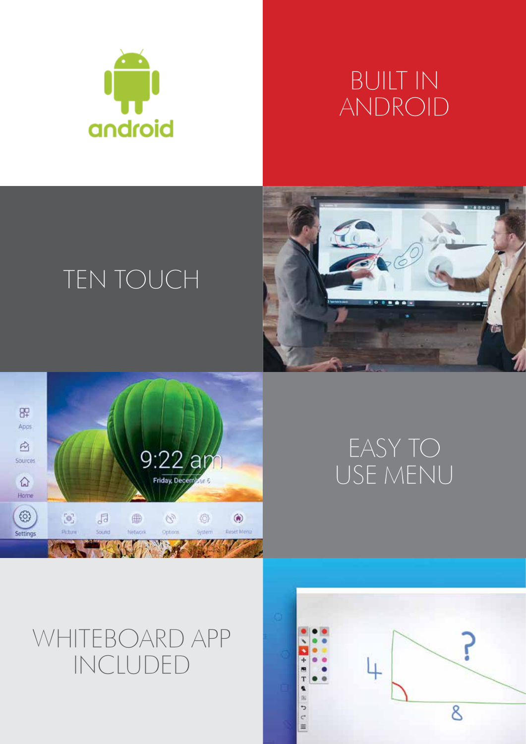## BUILT IN ANDROID

## TEN TOUCH

## EASY TO USE MENU

## WHITEBOARD APP INCLUDED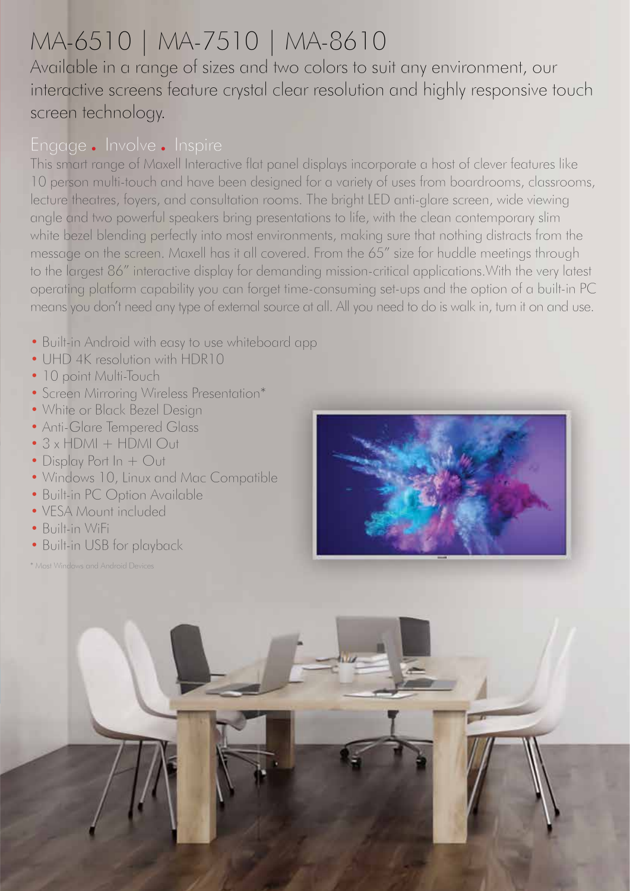# MA-6510 | MA-7510 | MA-8610

Available in a range of sizes and two colors to suit any environment, our interactive screens feature crystal clear resolution and highly responsive touch screen technology.

## Engage . Involve . Inspire

This smart range of Maxell Interactive flat panel displays incorporate a host of clever features like 10 person multi-touch and have been designed for a variety of uses from boardrooms, classrooms, lecture theatres, foyers, and consultation rooms. The bright LED anti-glare screen, wide viewing angle and two powerful speakers bring presentations to life, with the clean contemporary slim white bezel blending perfectly into most environments, making sure that nothing distracts from the message on the screen. Maxell has it all covered. From the 65" size for huddle meetings through to the largest 86" interactive display for demanding mission-critical applications.With the very latest operating platform capability you can forget time-consuming set-ups and the option of a built-in PC means you don't need any type of external source at all. All you need to do is walk in, turn it on and use.

- Built-in Android with easy to use whiteboard app
- UHD 4K resolution with HDR10
- 10 point Multi-Touch
- Screen Mirroring Wireless Presentation*
- White or Black Bezel Design
- Anti-Glare Tempered Glass
- 3 x HDMI + HDMI Out
- Display Port In + Out
- Windows 10, Linux and Mac Compatible
- Built-in PC Option Available
- VESA Mount included
- Built-in WiFi
- Built-in USB for playback

* Most Windows and Android Devices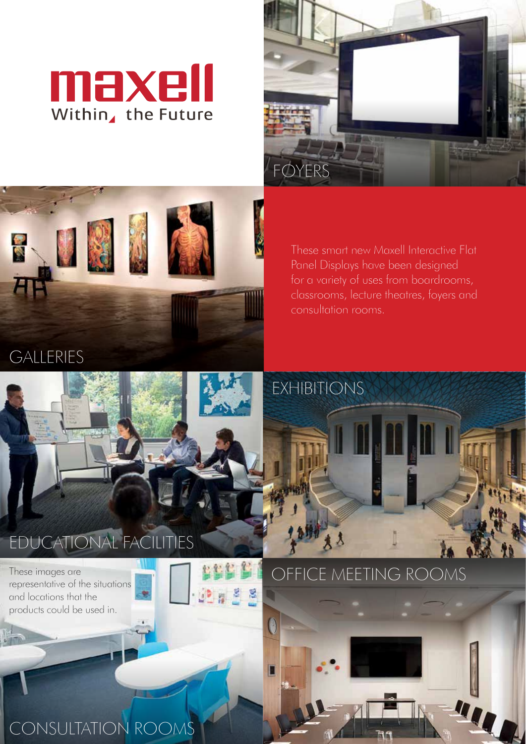maxell

Within the Future

## FOYERS

These smart new Maxell Interactive Flat Panel Displays have been designed for a variety of uses from boardrooms, classrooms, lecture theatres, foyers and consultation rooms.

## GALLERIES

## EXHIBITIONS

## EDUCATIONAL FACILITIES

These images are representative of the situations and locations that the products could be used in.

## OFFICE MEETING ROOMS

## CONSULTATION ROOMS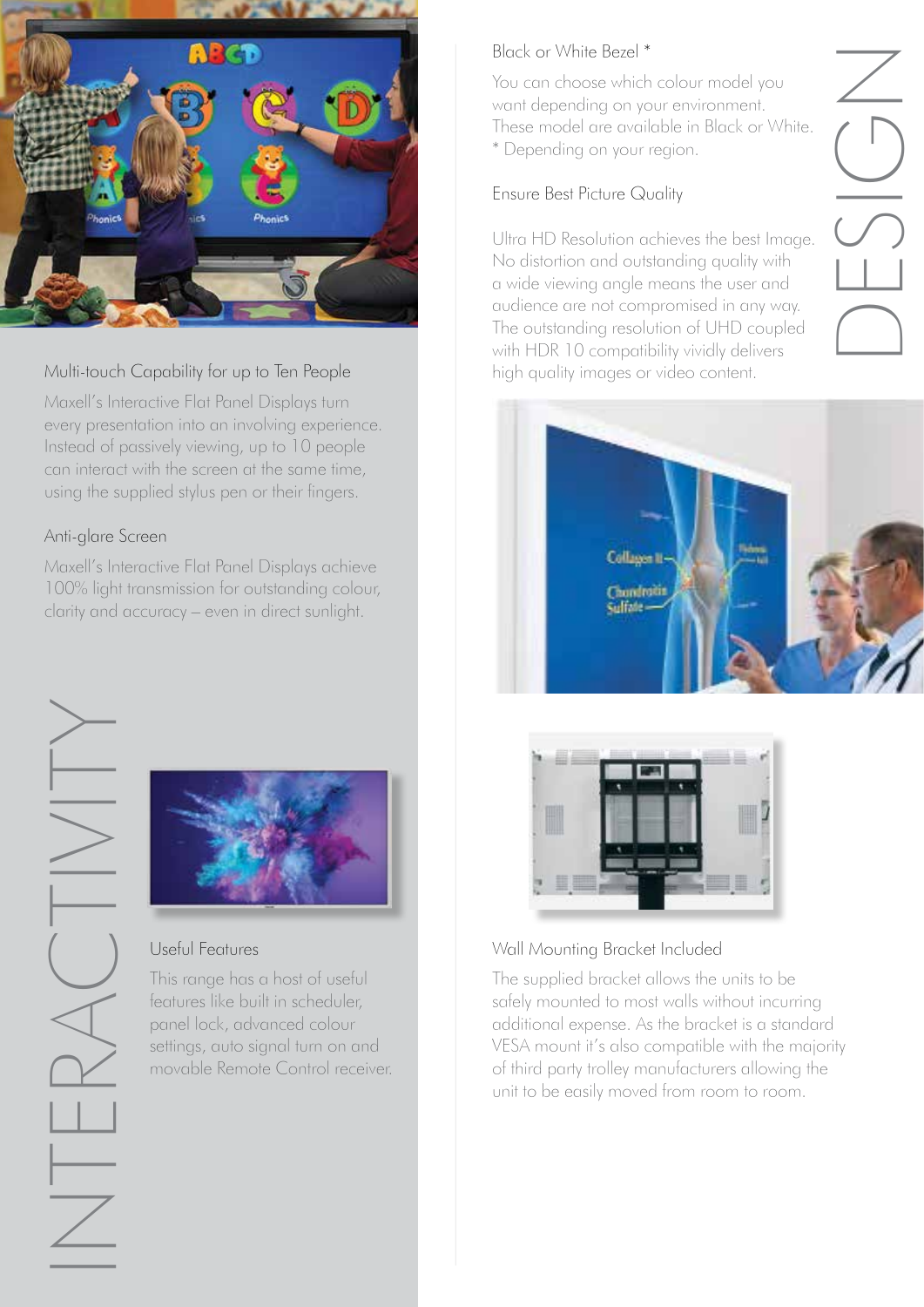# INTERACTIVITY

## Multi-touch Capability for up to Ten People

Maxell's Interactive Flat Panel Displays turn every presentation into an involving experience. Instead of passively viewing, up to 10 people can interact with the screen at the same time, using the supplied stylus pen or their fingers.

## Anti-glare Screen

Maxell's Interactive Flat Panel Displays achieve 100% light transmission for outstanding colour, clarity and accuracy – even in direct sunlight.

## Useful Features

This range has a host of useful features like built in scheduler, panel lock, advanced colour settings, auto signal turn on and movable Remote Control receiver.

# DESIGN

## Black or White Bezel *

You can choose which colour model you want depending on your environment. These model are available in Black or White.
* Depending on your region.

## Ensure Best Picture Quality

Ultra HD Resolution achieves the best Image. No distortion and outstanding quality with a wide viewing angle means the user and audience are not compromised in any way. The outstanding resolution of UHD coupled with HDR 10 compatibility vividly delivers high quality images or video content.

## Wall Mounting Bracket Included

The supplied bracket allows the units to be safely mounted to most walls without incurring additional expense. As the bracket is a standard VESA mount it's also compatible with the majority of third party trolley manufacturers allowing the unit to be easily moved from room to room.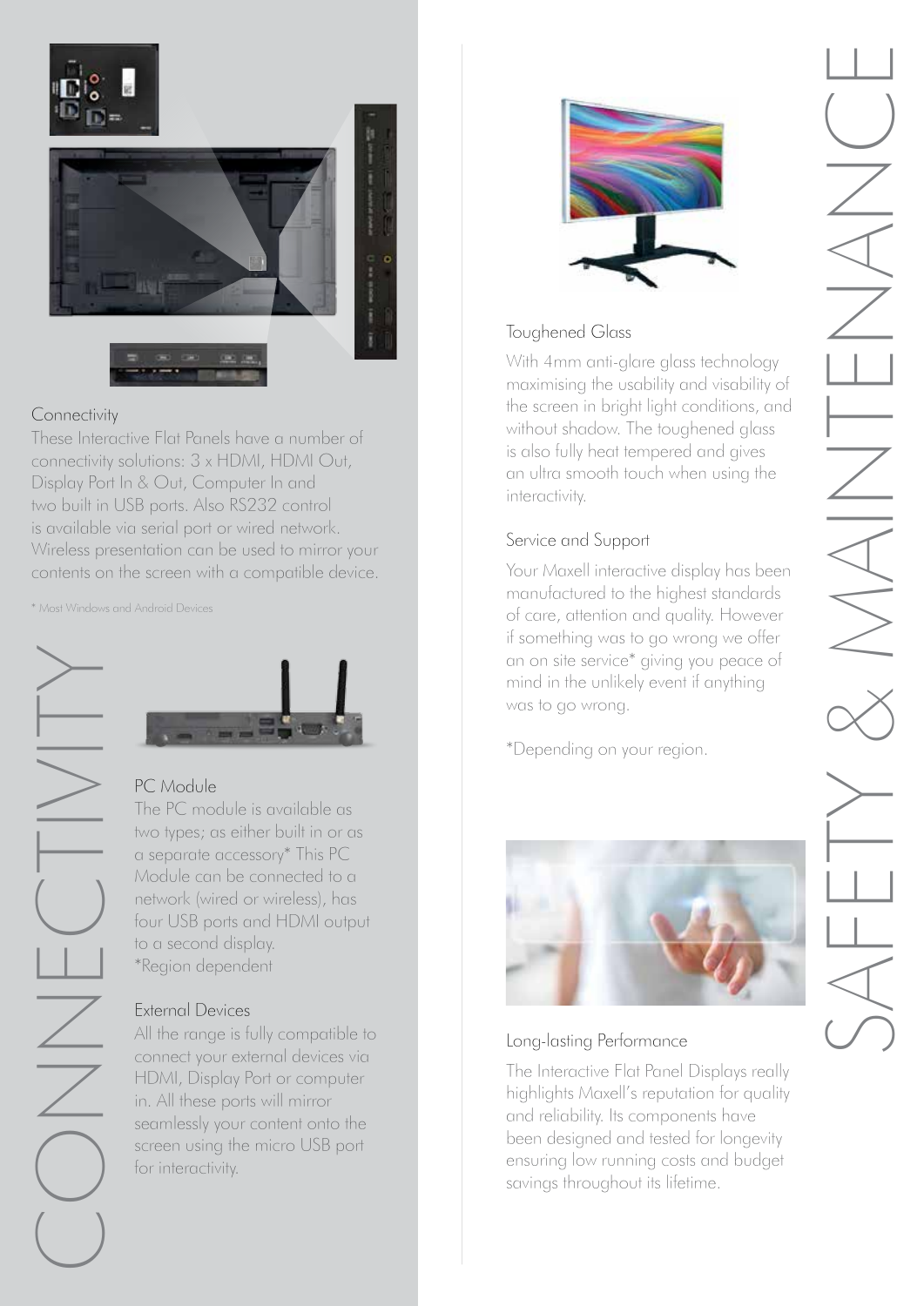# CONNECTIVITY

## Connectivity

These Interactive Flat Panels have a number of connectivity solutions: 3 x HDMI, HDMI Out, Display Port In & Out, Computer In and two built in USB ports. Also RS232 control is available via serial port or wired network. Wireless presentation can be used to mirror your contents on the screen with a compatible device.

* Most Windows and Android Devices

## PC Module

The PC module is available as two types; as either built in or as a separate accessory* This PC Module can be connected to a network (wired or wireless), has four USB ports and HDMI output to a second display.
*Region dependent

## External Devices

All the range is fully compatible to connect your external devices via HDMI, Display Port or computer in. All these ports will mirror seamlessly your content onto the screen using the micro USB port for interactivity.

# SAFETY & MAINTENANCE

## Toughened Glass

With 4mm anti-glare glass technology maximising the usability and visability of the screen in bright light conditions, and without shadow. The toughened glass is also fully heat tempered and gives an ultra smooth touch when using the interactivity.

## Service and Support

Your Maxell interactive display has been manufactured to the highest standards of care, attention and quality. However if something was to go wrong we offer an on site service* giving you peace of mind in the unlikely event if anything was to go wrong.

*Depending on your region.

## Long-lasting Performance

The Interactive Flat Panel Displays really highlights Maxell's reputation for quality and reliability. Its components have been designed and tested for longevity ensuring low running costs and budget savings throughout its lifetime.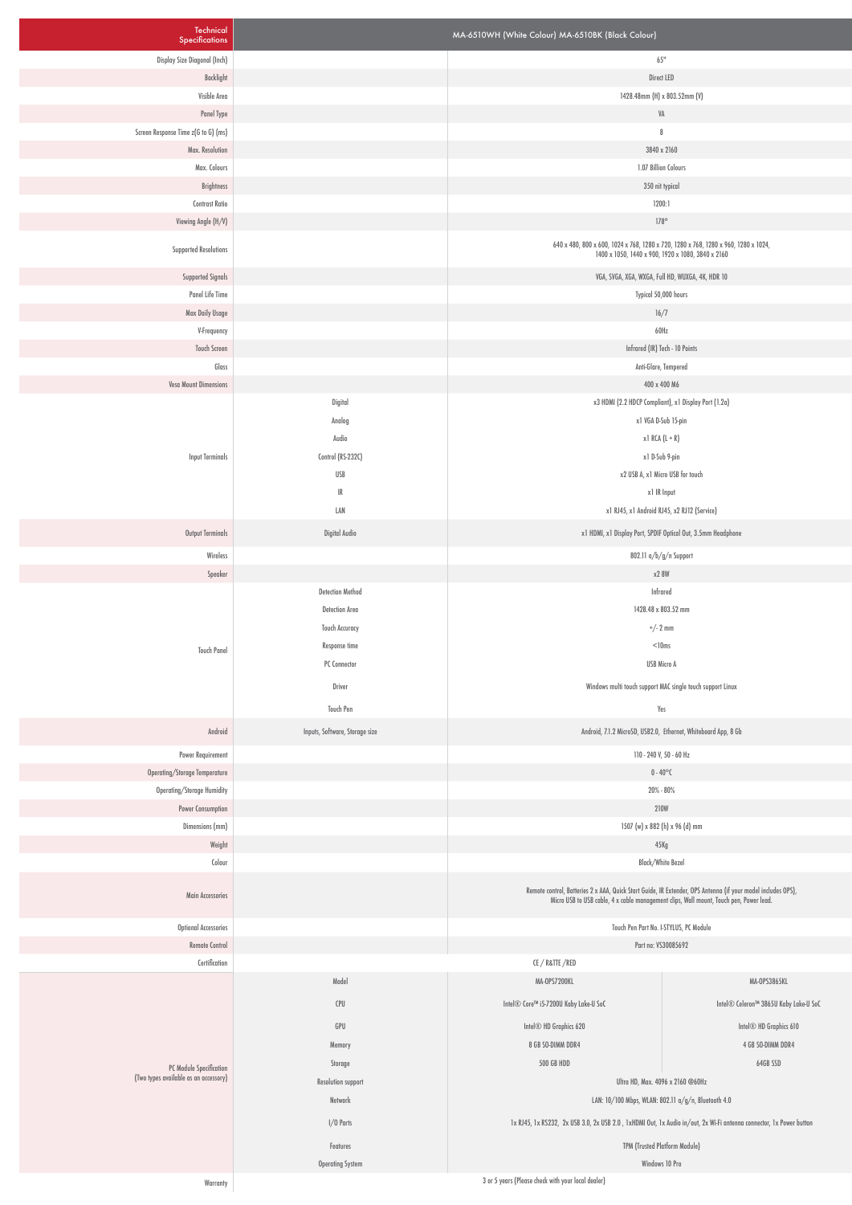| Technical Specifications | | MA-6510WH (White Colour) MA-6510BK (Black Colour) | |
|---|---|---|---|
| Display Size Diagonal (Inch) | | 65" | |
| Backlight | | Direct LED | |
| Visible Area | | 1428.48mm (H) x 803.52mm (V) | |
| Panel Type | | VA | |
| Screen Response Time z(G to G) (ms) | | 8 | |
| Max. Resolution | | 3840 x 2160 | |
| Max. Colours | | 1.07 Billion Colours | |
| Brightness | | 350 nit typical | |
| Contrast Ratio | | 1200:1 | |
| Viewing Angle (H/V) | | 178° | |
| Supported Resolutions | | 640 x 480, 800 x 600, 1024 x 768, 1280 x 720, 1280 x 768, 1280 x 960, 1280 x 1024, 1400 x 1050, 1440 x 900, 1920 x 1080, 3840 x 2160 | |
| Supported Signals | | VGA, SVGA, XGA, WXGA, Full HD, WUXGA, 4K, HDR 10 | |
| Panel Life Time | | Typical 50,000 hours | |
| Max Daily Usage | | 16/7 | |
| V-Frequency | | 60Hz | |
| Touch Screen | | Infrared (IR) Tech - 10 Points | |
| Glass | | Anti-Glare, Tempered | |
| Vesa Mount Dimensions | | 400 x 400 M6 | |
| Input Terminals | Digital | x3 HDMI (2.2 HDCP Compliant), x1 Display Port (1.2a) | |
| | Analog | x1 VGA D-Sub 15-pin | |
| | Audio | x1 RCA (L + R) | |
| | Control (RS-232C) | x1 D-Sub 9-pin | |
| | USB | x2 USB A, x1 Micro USB for touch | |
| | IR | x1 IR Input | |
| | LAN | x1 RJ45, x1 Android RJ45, x2 RJ12 (Service) | |
| Output Terminals | Digital Audio | x1 HDMI, x1 Display Port, SPDIF Optical Out, 3.5mm Headphone | |
| Wireless | | 802.11 a/b/g/n Support | |
| Speaker | | x2 8W | |
| Touch Panel | Detection Method | Infrared | |
| | Detection Area | 1428.48 x 803.52 mm | |
| | Touch Accuracy | +/- 2 mm | |
| | Response time | <10ms | |
| | PC Connector | USB Micro A | |
| | Driver | Windows multi touch support MAC single touch support Linux | |
| | Touch Pen | Yes | |
| Android | Inputs, Software, Storage size | Android, 7.1.2 MicroSD, USB2.0, Ethernet, Whiteboard App, 8 Gb | |
| Power Requirement | | 110 - 240 V, 50 - 60 Hz | |
| Operating/Storage Temperature | | 0 - 40°C | |
| Operating/Storage Humidity | | 20% - 80% | |
| Power Consumption | | 210W | |
| Dimensions (mm) | | 1507 (w) x 882 (h) x 96 (d) mm | |
| Weight | | 45Kg | |
| Colour | | Black/White Bezel | |
| Main Accessories | | Remote control, Batteries 2 x AAA, Quick Start Guide, IR Extender, OPS Antenna (if your model includes OPS), Micro USB to USB cable, 4 x cable management clips, Wall mount, Touch pen, Power lead. | |
| Optional Accessories | | Touch Pen Part No. I-STYLUS, PC Module | |
| Remote Control | | Part no: VS30085692 | |
| Certification | | CE / R&TTE /RED | |
| PC Module Specification (Two types available as an accessory) | Model | MA-OPS7200KL | MA-OPS3865KL |
| | CPU | Intel® Core™ i5-7200U Kaby Lake-U SoC | Intel® Celeron™ 3865U Kaby Lake-U SoC |
| | GPU | Intel® HD Graphics 620 | Intel® HD Graphics 610 |
| | Memory | 8 GB SO-DIMM DDR4 | 4 GB SO-DIMM DDR4 |
| | Storage | 500 GB HDD | 64GB SSD |
| | Resolution support | Ultra HD, Max. 4096 x 2160 @60Hz | |
| | Network | LAN: 10/100 Mbps, WLAN: 802.11 a/g/n, Bluetooth 4.0 | |
| | I/O Ports | 1x RJ45, 1x RS232, 2x USB 3.0, 2x USB 2.0 , 1xHDMI Out, 1x Audio in/out, 2x Wi-Fi antenna connector, 1x Power button | |
| | Features | TPM (Trusted Platform Module) | |
| | Operating System | Windows 10 Pro | |
| Warranty | | 3 or 5 years (Please check with your local dealer) | |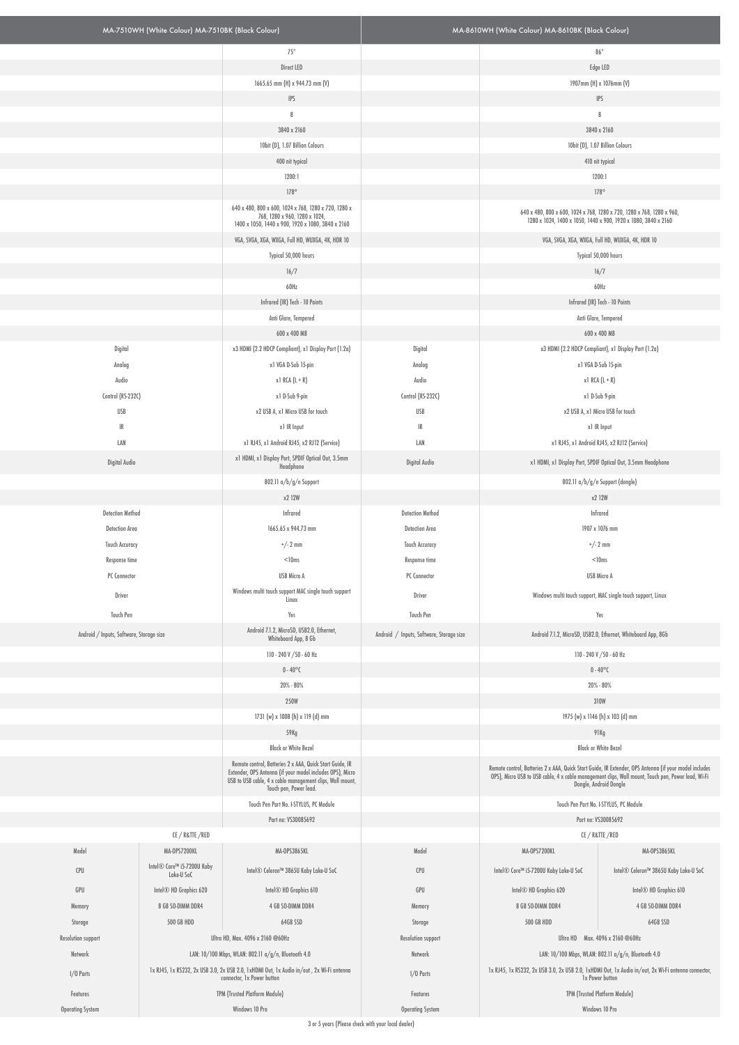| MA-7510WH (White Colour) MA-7510BK (Black Colour) | | | MA-8610WH (White Colour) MA-8610BK (Black Colour) | | |
|---|---|---|---|---|---|
| | | 75" | | 86" | |
| | | Direct LED | | Edge LED | |
| | | 1665.65 mm (H) x 944.73 mm (V) | | 1907mm (H) x 1076mm (V) | |
| | | IPS | | IPS | |
| | | 8 | | 8 | |
| | | 3840 x 2160 | | 3840 x 2160 | |
| | | 10bit (D), 1.07 Billion Colours | | 10bit (D), 1.07 Billion Colours | |
| | | 400 nit typical | | 410 nit typical | |
| | | 1200:1 | | 1200:1 | |
| | | 178° | | 178° | |
| | | 640 x 480, 800 x 600, 1024 x 768, 1280 x 720, 1280 x 768, 1280 x 960, 1280 x 1024, 1400 x 1050, 1440 x 900, 1920 x 1080, 3840 x 2160 | | 640 x 480, 800 x 600, 1024 x 768, 1280 x 720, 1280 x 768, 1280 x 960, 1280 x 1024, 1400 x 1050, 1440 x 900, 1920 x 1080, 3840 x 2160 | |
| | | VGA, SVGA, XGA, WXGA, Full HD, WUXGA, 4K, HDR 10 | | VGA, SVGA, XGA, WXGA, Full HD, WUXGA, 4K, HDR 10 | |
| | | Typical 50,000 hours | | Typical 50,000 hours | |
| | | 16/7 | | 16/7 | |
| | | 60Hz | | 60Hz | |
| | | Infrared (IR) Tech - 10 Points | | Infrared (IR) Tech - 10 Points | |
| | | Anti Glare, Tempered | | Anti Glare, Tempered | |
| | | 600 x 400 M8 | | 600 x 400 M8 | |
| Digital | | x3 HDMI (2.2 HDCP Compliant), x1 Display Port (1.2a) | Digital | x3 HDMI (2.2 HDCP Compliant), x1 Display Port (1.2a) | |
| Analog | | x1 VGA D-Sub 15-pin | Analog | x1 VGA D-Sub 15-pin | |
| Audio | | x1 RCA (L + R) | Audio | x1 RCA (L + R) | |
| Control (RS-232C) | | x1 D-Sub 9-pin | Control (RS-232C) | x1 D-Sub 9-pin | |
| USB | | x2 USB A, x1 Micro USB for touch | USB | x2 USB A, x1 Micro USB for touch | |
| IR | | x1 IR Input | IR | x1 IR Input | |
| LAN | | x1 RJ45, x1 Android RJ45, x2 RJ12 (Service) | LAN | x1 RJ45, x1 Android RJ45, x2 RJ12 (Service) | |
| Digital Audio | | x1 HDMI, x1 Display Port, SPDIF Optical Out, 3.5mm Headphone | Digital Audio | x1 HDMI, x1 Display Port, SPDIF Optical Out, 3.5mm Headphone | |
| | | 802.11 a/b/g/n Support | | 802.11 a/b/g/n Support (dongle) | |
| | | x2 12W | | x2 12W | |
| Detection Method | | Infrared | Detection Method | Infrared | |
| Detection Area | | 1665.65 x 944.73 mm | Detection Area | 1907 x 1076 mm | |
| Touch Accuracy | | +/- 2 mm | Touch Accuracy | +/- 2 mm | |
| Response time | | <10ms | Response time | <10ms | |
| PC Connector | | USB Micro A | PC Connector | USB Micro A | |
| Driver | | Windows multi touch support MAC single touch support Linux | Driver | Windows multi touch support, MAC single touch support, Linux | |
| Touch Pen | | Yes | Touch Pen | Yes | |
| Android / Inputs, Software, Storage size | | Android 7.1.2, MicroSD, USB2.0, Ethernet, Whiteboard App, 8 Gb | Android / Inputs, Software, Storage size | Android 7.1.2, MicroSD, USB2.0, Ethernet, Whiteboard App, 8Gb | |
| | | 110 - 240 V / 50 - 60 Hz | | 110 - 240 V / 50 - 60 Hz | |
| | | 0 - 40°C | | 0 - 40°C | |
| | | 20% - 80% | | 20% - 80% | |
| | | 250W | | 310W | |
| | | 1731 (w) x 1008 (h) x 119 (d) mm | | 1975 (w) x 1146 (h) x 103 (d) mm | |
| | | 59Kg | | 91Kg | |
| | | Black or White Bezel | | Black or White Bezel | |
| | | Remote control, Batteries 2 x AAA, Quick Start Guide, IR Extender, OPS Antenna (if your model includes OPS), Micro USB to USB cable, 4 x cable management clips, Wall mount, Touch pen, Power lead. | | Remote control, Batteries 2 x AAA, Quick Start Guide, IR Extender, OPS Antenna (if your model includes OPS), Micro USB to USB cable, 4 x cable management clips, Wall mount, Touch pen, Power lead, Wi-Fi Dongle, Android Dongle | |
| | | Touch Pen Part No. I-STYLUS, PC Module | | Touch Pen Part No. I-STYLUS, PC Module | |
| | | Part no: VS30085692 | | Part no: VS30085692 | |
| | CE / R&TTE /RED | | | CE / R&TTE /RED | |
| Model | MA-OPS7200KL | MA-OPS3865KL | Model | MA-OPS7200KL | MA-OPS3865KL |
| CPU | Intel® Core™ i5-7200U Kaby Lake-U SoC | Intel® Celeron™ 3865U Kaby Lake-U SoC | CPU | Intel® Core™ i5-7200U Kaby Lake-U SoC | Intel® Celeron™ 3865U Kaby Lake-U SoC |
| GPU | Intel® HD Graphics 620 | Intel® HD Graphics 610 | GPU | Intel® HD Graphics 620 | Intel® HD Graphics 610 |
| Memory | 8 GB SO-DIMM DDR4 | 4 GB SO-DIMM DDR4 | Memory | 8 GB SO-DIMM DDR4 | 4 GB SO-DIMM DDR4 |
| Storage | 500 GB HDD | 64GB SSD | Storage | 500 GB HDD | 64GB SSD |
| Resolution support | Ultra HD, Max. 4096 x 2160 @60Hz | | Resolution support | Ultra HD Max. 4096 x 2160 @60Hz | |
| Network | LAN: 10/100 Mbps, WLAN: 802.11 a/g/n, Bluetooth 4.0 | | Network | LAN: 10/100 Mbps, WLAN: 802.11 a/g/n, Bluetooth 4.0 | |
| I/O Ports | 1x RJ45, 1x RS232, 2x USB 3.0, 2x USB 2.0, 1xHDMI Out, 1x Audio in/out , 2x Wi-Fi antenna connector, 1x Power button | | I/O Ports | 1x RJ45, 1x RS232, 2x USB 3.0, 2x USB 2.0, 1xHDMI Out, 1x Audio in/out, 2x Wi-Fi antenna connector, 1x Power button | |
| Features | TPM (Trusted Platform Module) | | Features | TPM (Trusted Platform Module) | |
| Operating System | Windows 10 Pro | | Operating System | Windows 10 Pro | |

3 or 5 years (Please check with your local dealer)